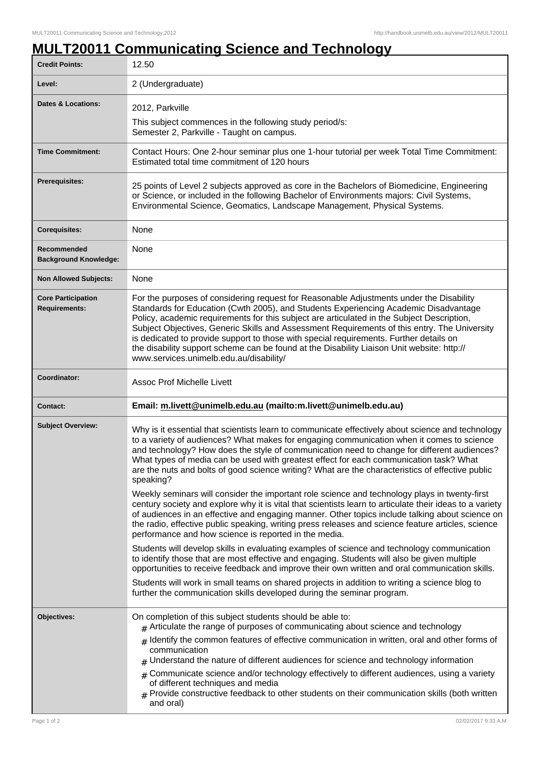# MULT20011 Communicating Science and Technology

| | |
|---|---|
| **Credit Points:** | 12.50 |
| **Level:** | 2 (Undergraduate) |
| **Dates & Locations:** | 2012, Parkville<br>This subject commences in the following study period/s:<br>Semester 2, Parkville - Taught on campus. |
| **Time Commitment:** | Contact Hours: One 2-hour seminar plus one 1-hour tutorial per week Total Time Commitment: Estimated total time commitment of 120 hours |
| **Prerequisites:** | 25 points of Level 2 subjects approved as core in the Bachelors of Biomedicine, Engineering or Science, or included in the following Bachelor of Environments majors: Civil Systems, Environmental Science, Geomatics, Landscape Management, Physical Systems. |
| **Corequisites:** | None |
| **Recommended Background Knowledge:** | None |
| **Non Allowed Subjects:** | None |
| **Core Participation Requirements:** | For the purposes of considering request for Reasonable Adjustments under the Disability Standards for Education (Cwth 2005), and Students Experiencing Academic Disadvantage Policy, academic requirements for this subject are articulated in the Subject Description, Subject Objectives, Generic Skills and Assessment Requirements of this entry. The University is dedicated to provide support to those with special requirements. Further details on the disability support scheme can be found at the Disability Liaison Unit website: http://www.services.unimelb.edu.au/disability/ |
| **Coordinator:** | Assoc Prof Michelle Livett |
| **Contact:** | **Email: m.livett@unimelb.edu.au (mailto:m.livett@unimelb.edu.au)** |
| **Subject Overview:** | Why is it essential that scientists learn to communicate effectively about science and technology to a variety of audiences? What makes for engaging communication when it comes to science and technology? How does the style of communication need to change for different audiences? What types of media can be used with greatest effect for each communication task? What are the nuts and bolts of good science writing? What are the characteristics of effective public speaking?<br><br>Weekly seminars will consider the important role science and technology plays in twenty-first century society and explore why it is vital that scientists learn to articulate their ideas to a variety of audiences in an effective and engaging manner. Other topics include talking about science on the radio, effective public speaking, writing press releases and science feature articles, science performance and how science is reported in the media.<br><br>Students will develop skills in evaluating examples of science and technology communication to identify those that are most effective and engaging. Students will also be given multiple opportunities to receive feedback and improve their own written and oral communication skills.<br><br>Students will work in small teams on shared projects in addition to writing a science blog to further the communication skills developed during the seminar program. |
| **Objectives:** | On completion of this subject students should be able to:<br># Articulate the range of purposes of communicating about science and technology<br># Identify the common features of effective communication in written, oral and other forms of communication<br># Understand the nature of different audiences for science and technology information<br># Communicate science and/or technology effectively to different audiences, using a variety of different techniques and media<br># Provide constructive feedback to other students on their communication skills (both written and oral) |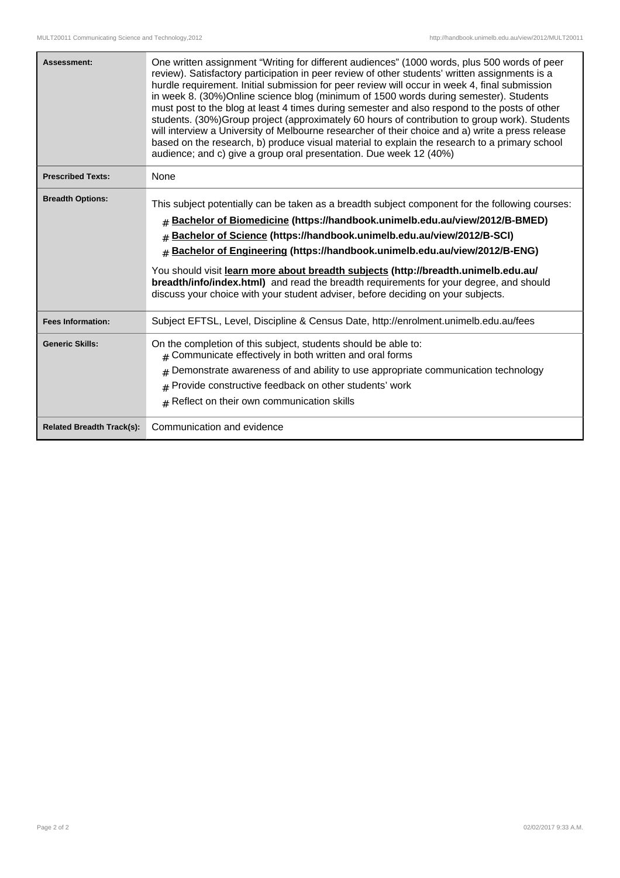| | |
|---|---|
| **Assessment:** | One written assignment "Writing for different audiences" (1000 words, plus 500 words of peer review). Satisfactory participation in peer review of other students' written assignments is a hurdle requirement. Initial submission for peer review will occur in week 4, final submission in week 8. (30%)Online science blog (minimum of 1500 words during semester). Students must post to the blog at least 4 times during semester and also respond to the posts of other students. (30%)Group project (approximately 60 hours of contribution to group work). Students will interview a University of Melbourne researcher of their choice and a) write a press release based on the research, b) produce visual material to explain the research to a primary school audience; and c) give a group oral presentation. Due week 12 (40%) |
| **Prescribed Texts:** | None |
| **Breadth Options:** | This subject potentially can be taken as a breadth subject component for the following courses:<br># **Bachelor of Biomedicine (https://handbook.unimelb.edu.au/view/2012/B-BMED)**<br># **Bachelor of Science (https://handbook.unimelb.edu.au/view/2012/B-SCI)**<br># **Bachelor of Engineering (https://handbook.unimelb.edu.au/view/2012/B-ENG)**<br>You should visit **learn more about breadth subjects (http://breadth.unimelb.edu.au/breadth/info/index.html)** and read the breadth requirements for your degree, and should discuss your choice with your student adviser, before deciding on your subjects. |
| **Fees Information:** | Subject EFTSL, Level, Discipline & Census Date, http://enrolment.unimelb.edu.au/fees |
| **Generic Skills:** | On the completion of this subject, students should be able to:<br># Communicate effectively in both written and oral forms<br># Demonstrate awareness of and ability to use appropriate communication technology<br># Provide constructive feedback on other students' work<br># Reflect on their own communication skills |
| **Related Breadth Track(s):** | Communication and evidence |